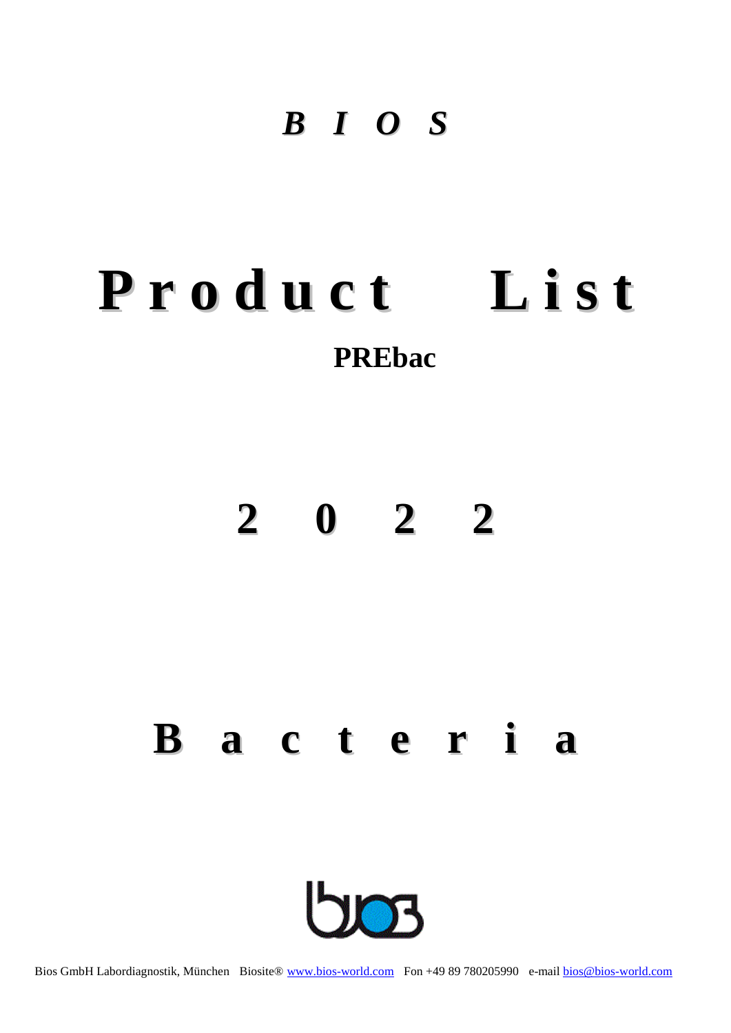***B I O S***

# **Product List**

## **PREbac**

# **2 0 2 2**

# **B a c t e r i a**

Bios GmbH Labordiagnostik, München Biosite® www.bios-world.com Fon +49 89 780205990 e-mail bios@bios-world.com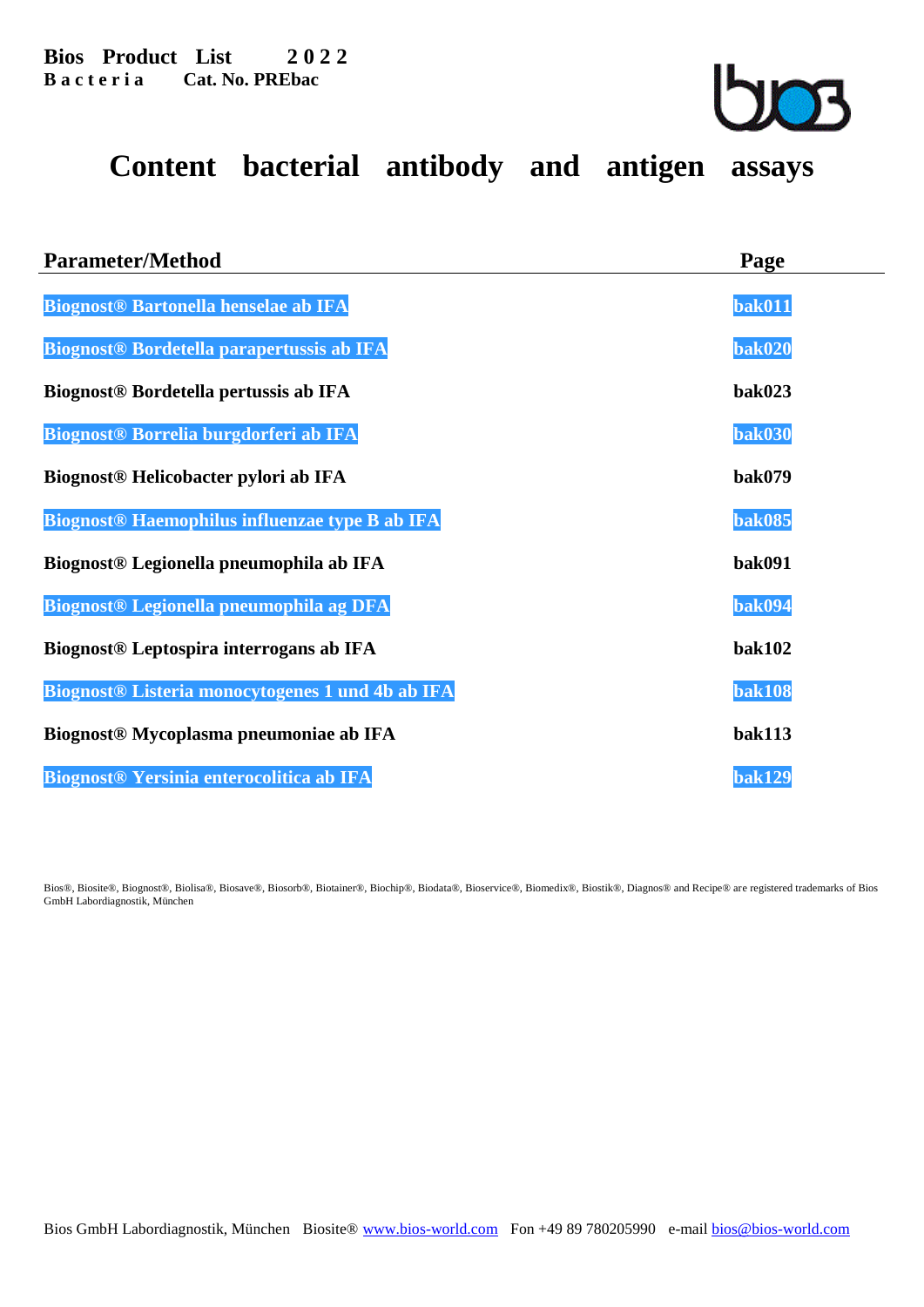**Bios Product List 2 0 2 2**
**B a c t e r i a Cat. No. PREbac**

# Content bacterial antibody and antigen assays

| Parameter/Method | Page |
|---|---|
| **Biognost® Bartonella henselae ab IFA** | **bak011** |
| **Biognost® Bordetella parapertussis ab IFA** | **bak020** |
| **Biognost® Bordetella pertussis ab IFA** | **bak023** |
| **Biognost® Borrelia burgdorferi ab IFA** | **bak030** |
| **Biognost® Helicobacter pylori ab IFA** | **bak079** |
| **Biognost® Haemophilus influenzae type B ab IFA** | **bak085** |
| **Biognost® Legionella pneumophila ab IFA** | **bak091** |
| **Biognost® Legionella pneumophila ag DFA** | **bak094** |
| **Biognost® Leptospira interrogans ab IFA** | **bak102** |
| **Biognost® Listeria monocytogenes 1 und 4b ab IFA** | **bak108** |
| **Biognost® Mycoplasma pneumoniae ab IFA** | **bak113** |
| **Biognost® Yersinia enterocolitica ab IFA** | **bak129** |

Bios®, Biosite®, Biognost®, Biolisa®, Biosave®, Biosorb®, Biotainer®, Biochip®, Biodata®, Bioservice®, Biomedix®, Biostik®, Diagnos® and Recipe® are registered trademarks of Bios GmbH Labordiagnostik, München

Bios GmbH Labordiagnostik, München Biosite® www.bios-world.com Fon +49 89 780205990 e-mail bios@bios-world.com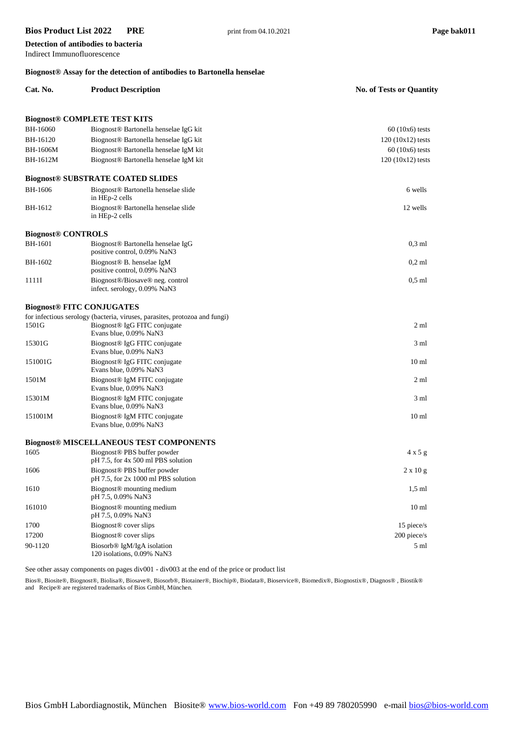**Detection of antibodies to bacteria**
Indirect Immunofluorescence

**Biognost® Assay for the detection of antibodies to Bartonella henselae**

| Cat. No. | Product Description | No. of Tests or Quantity |
|---|---|---|
| | **Biognost® COMPLETE TEST KITS** | |
| BH-16060 | Biognost® Bartonella henselae IgG kit | 60 (10x6) tests |
| BH-16120 | Biognost® Bartonella henselae IgG kit | 120 (10x12) tests |
| BH-1606M | Biognost® Bartonella henselae IgM kit | 60 (10x6) tests |
| BH-1612M | Biognost® Bartonella henselae IgM kit | 120 (10x12) tests |
| | **Biognost® SUBSTRATE COATED SLIDES** | |
| BH-1606 | Biognost® Bartonella henselae slide in HEp-2 cells | 6 wells |
| BH-1612 | Biognost® Bartonella henselae slide in HEp-2 cells | 12 wells |
| | **Biognost® CONTROLS** | |
| BH-1601 | Biognost® Bartonella henselae IgG positive control, 0.09% NaN3 | 0,3 ml |
| BH-1602 | Biognost® B. henselae IgM positive control, 0.09% NaN3 | 0,2 ml |
| 1111I | Biognost®/Biosave® neg. control infect. serology, 0.09% NaN3 | 0,5 ml |
| | **Biognost® FITC CONJUGATES** for infectious serology (bacteria, viruses, parasites, protozoa and fungi) | |
| 1501G | Biognost® IgG FITC conjugate Evans blue, 0.09% NaN3 | 2 ml |
| 15301G | Biognost® IgG FITC conjugate Evans blue, 0.09% NaN3 | 3 ml |
| 151001G | Biognost® IgG FITC conjugate Evans blue, 0.09% NaN3 | 10 ml |
| 1501M | Biognost® IgM FITC conjugate Evans blue, 0.09% NaN3 | 2 ml |
| 15301M | Biognost® IgM FITC conjugate Evans blue, 0.09% NaN3 | 3 ml |
| 151001M | Biognost® IgM FITC conjugate Evans blue, 0.09% NaN3 | 10 ml |
| | **Biognost® MISCELLANEOUS TEST COMPONENTS** | |
| 1605 | Biognost® PBS buffer powder pH 7.5, for 4x 500 ml PBS solution | 4 x 5 g |
| 1606 | Biognost® PBS buffer powder pH 7.5, for 2x 1000 ml PBS solution | 2 x 10 g |
| 1610 | Biognost® mounting medium pH 7.5, 0.09% NaN3 | 1,5 ml |
| 161010 | Biognost® mounting medium pH 7.5, 0.09% NaN3 | 10 ml |
| 1700 | Biognost® cover slips | 15 piece/s |
| 17200 | Biognost® cover slips | 200 piece/s |
| 90-1120 | Biosorb® IgM/IgA isolation 120 isolations, 0.09% NaN3 | 5 ml |

See other assay components on pages div001 - div003 at the end of the price or product list

Bios®, Biosite®, Biognost®, Biolisa®, Biosave®, Biosorb®, Biotainer®, Biochip®, Biodata®, Bioservice®, Biomedix®, Biognostix®, Diagnos®, Biostik® and Recipe® are registered trademarks of Bios GmbH, München.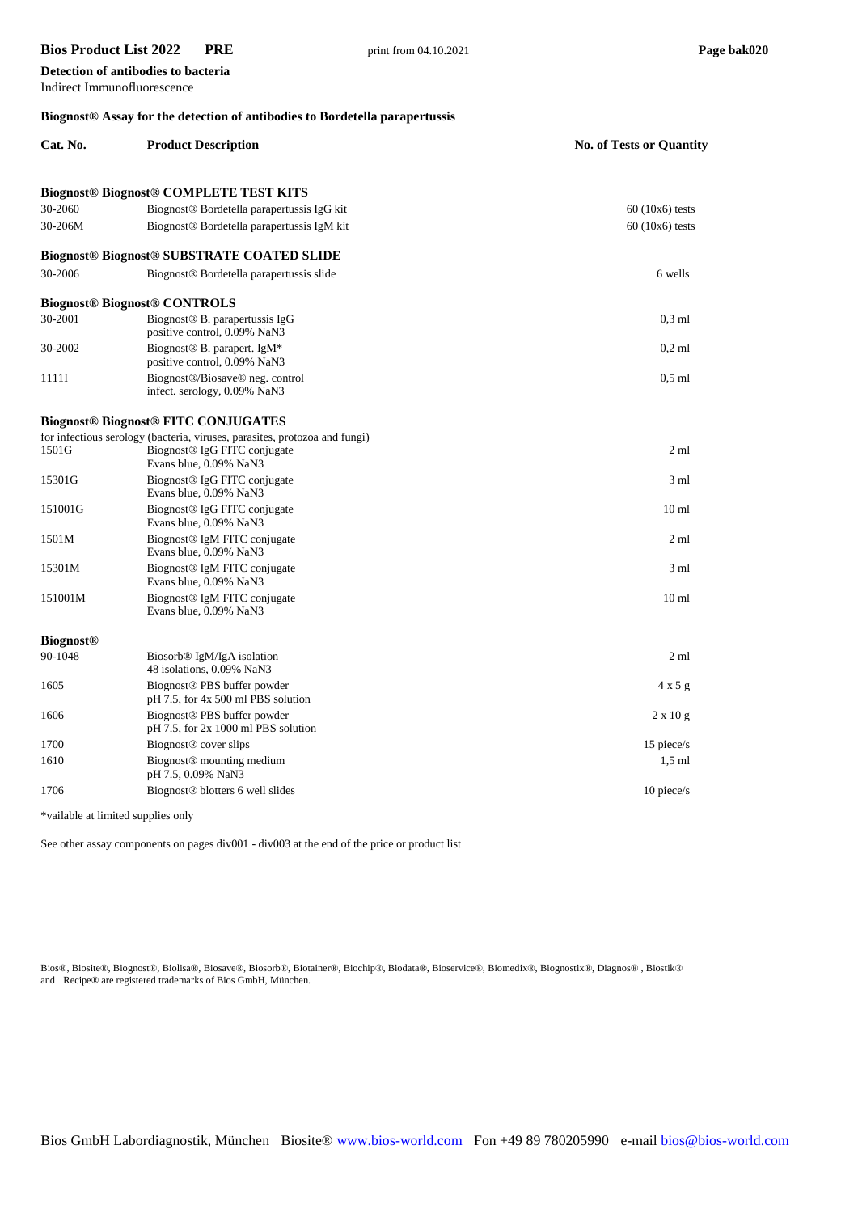**Detection of antibodies to bacteria**
Indirect Immunofluorescence

**Biognost® Assay for the detection of antibodies to Bordetella parapertussis**

| Cat. No. | Product Description | No. of Tests or Quantity |
|---|---|---|
| | **Biognost® Biognost® COMPLETE TEST KITS** | |
| 30-2060 | Biognost® Bordetella parapertussis IgG kit | 60 (10x6) tests |
| 30-206M | Biognost® Bordetella parapertussis IgM kit | 60 (10x6) tests |
| | **Biognost® Biognost® SUBSTRATE COATED SLIDE** | |
| 30-2006 | Biognost® Bordetella parapertussis slide | 6 wells |
| **Biognost® Biognost® CONTROLS** | | |
| 30-2001 | Biognost® B. parapertussis IgG positive control, 0.09% NaN3 | 0,3 ml |
| 30-2002 | Biognost® B. parapert. IgM* positive control, 0.09% NaN3 | 0,2 ml |
| 1111I | Biognost®/Biosave® neg. control infect. serology, 0.09% NaN3 | 0,5 ml |
| | **Biognost® Biognost® FITC CONJUGATES** for infectious serology (bacteria, viruses, parasites, protozoa and fungi) | |
| 1501G | Biognost® IgG FITC conjugate Evans blue, 0.09% NaN3 | 2 ml |
| 15301G | Biognost® IgG FITC conjugate Evans blue, 0.09% NaN3 | 3 ml |
| 151001G | Biognost® IgG FITC conjugate Evans blue, 0.09% NaN3 | 10 ml |
| 1501M | Biognost® IgM FITC conjugate Evans blue, 0.09% NaN3 | 2 ml |
| 15301M | Biognost® IgM FITC conjugate Evans blue, 0.09% NaN3 | 3 ml |
| 151001M | Biognost® IgM FITC conjugate Evans blue, 0.09% NaN3 | 10 ml |
| **Biognost®** | | |
| 90-1048 | Biosorb® IgM/IgA isolation 48 isolations, 0.09% NaN3 | 2 ml |
| 1605 | Biognost® PBS buffer powder pH 7.5, for 4x 500 ml PBS solution | 4 x 5 g |
| 1606 | Biognost® PBS buffer powder pH 7.5, for 2x 1000 ml PBS solution | 2 x 10 g |
| 1700 | Biognost® cover slips | 15 piece/s |
| 1610 | Biognost® mounting medium pH 7.5, 0.09% NaN3 | 1,5 ml |
| 1706 | Biognost® blotters 6 well slides | 10 piece/s |

*vailable at limited supplies only

See other assay components on pages div001 - div003 at the end of the price or product list

Bios®, Biosite®, Biognost®, Biolisa®, Biosave®, Biosorb®, Biotainer®, Biochip®, Biodata®, Bioservice®, Biomedix®, Biognostix®, Diagnos® , Biostik® and Recipe® are registered trademarks of Bios GmbH, München.

Bios GmbH Labordiagnostik, München Biosite® www.bios-world.com Fon +49 89 780205990 e-mail bios@bios-world.com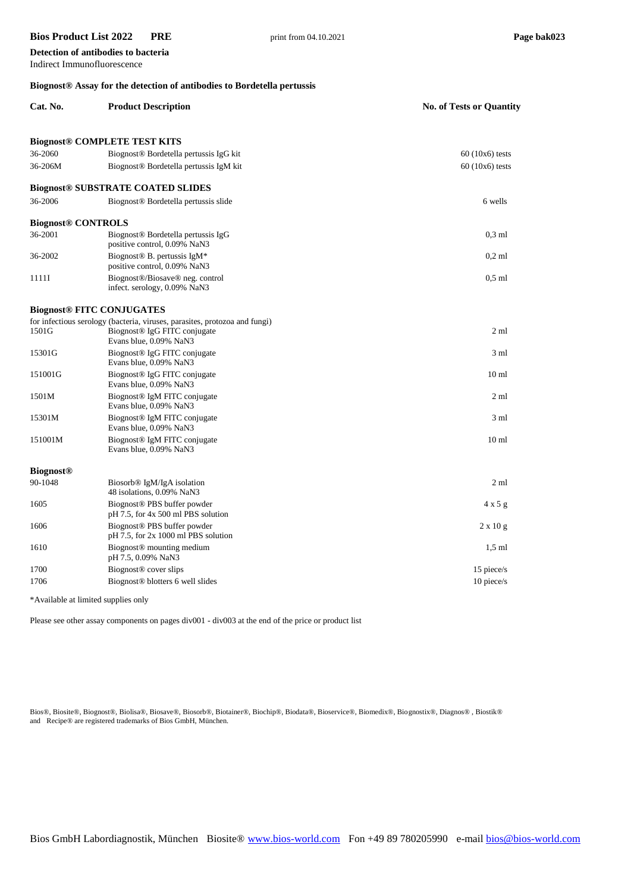**Detection of antibodies to bacteria**
Indirect Immunofluorescence

## Biognost® Assay for the detection of antibodies to Bordetella pertussis

| Cat. No. | Product Description | No. of Tests or Quantity |
|---|---|---|
| | **Biognost® COMPLETE TEST KITS** | |
| 36-2060 | Biognost® Bordetella pertussis IgG kit | 60 (10x6) tests |
| 36-206M | Biognost® Bordetella pertussis IgM kit | 60 (10x6) tests |
| | **Biognost® SUBSTRATE COATED SLIDES** | |
| 36-2006 | Biognost® Bordetella pertussis slide | 6 wells |
| | **Biognost® CONTROLS** | |
| 36-2001 | Biognost® Bordetella pertussis IgG positive control, 0.09% NaN3 | 0,3 ml |
| 36-2002 | Biognost® B. pertussis IgM* positive control, 0.09% NaN3 | 0,2 ml |
| 1111I | Biognost®/Biosave® neg. control infect. serology, 0.09% NaN3 | 0,5 ml |
| | **Biognost® FITC CONJUGATES** | |
| | for infectious serology (bacteria, viruses, parasites, protozoa and fungi) | |
| 1501G | Biognost® IgG FITC conjugate Evans blue, 0.09% NaN3 | 2 ml |
| 15301G | Biognost® IgG FITC conjugate Evans blue, 0.09% NaN3 | 3 ml |
| 151001G | Biognost® IgG FITC conjugate Evans blue, 0.09% NaN3 | 10 ml |
| 1501M | Biognost® IgM FITC conjugate Evans blue, 0.09% NaN3 | 2 ml |
| 15301M | Biognost® IgM FITC conjugate Evans blue, 0.09% NaN3 | 3 ml |
| 151001M | Biognost® IgM FITC conjugate Evans blue, 0.09% NaN3 | 10 ml |
| | **Biognost®** | |
| 90-1048 | Biosorb® IgM/IgA isolation 48 isolations, 0.09% NaN3 | 2 ml |
| 1605 | Biognost® PBS buffer powder pH 7.5, for 4x 500 ml PBS solution | 4 x 5 g |
| 1606 | Biognost® PBS buffer powder pH 7.5, for 2x 1000 ml PBS solution | 2 x 10 g |
| 1610 | Biognost® mounting medium pH 7.5, 0.09% NaN3 | 1,5 ml |
| 1700 | Biognost® cover slips | 15 piece/s |
| 1706 | Biognost® blotters 6 well slides | 10 piece/s |

*Available at limited supplies only

Please see other assay components on pages div001 - div003 at the end of the price or product list

Bios®, Biosite®, Biognost®, Biolisa®, Biosave®, Biosorb®, Biotainer®, Biochip®, Biodata®, Bioservice®, Biomedix®, Biognostix®, Diagnos® , Biostik® and Recipe® are registered trademarks of Bios GmbH, München.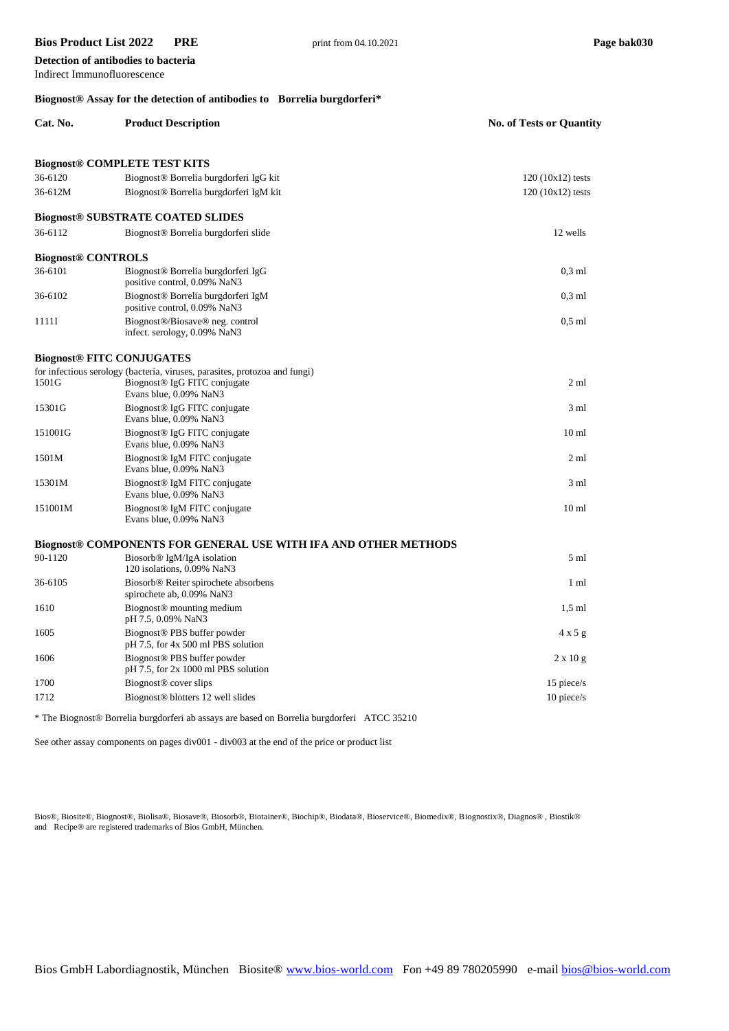**Detection of antibodies to bacteria**
Indirect Immunofluorescence

### Biognost® Assay for the detection of antibodies to Borrelia burgdorferi*

| Cat. No. | Product Description | No. of Tests or Quantity |
|---|---|---|
| **Biognost® COMPLETE TEST KITS** | | |
| 36-6120 | Biognost® Borrelia burgdorferi IgG kit | 120 (10x12) tests |
| 36-612M | Biognost® Borrelia burgdorferi IgM kit | 120 (10x12) tests |
| **Biognost® SUBSTRATE COATED SLIDES** | | |
| 36-6112 | Biognost® Borrelia burgdorferi slide | 12 wells |
| **Biognost® CONTROLS** | | |
| 36-6101 | Biognost® Borrelia burgdorferi IgG positive control, 0.09% NaN3 | 0,3 ml |
| 36-6102 | Biognost® Borrelia burgdorferi IgM positive control, 0.09% NaN3 | 0,3 ml |
| 1111I | Biognost®/Biosave® neg. control infect. serology, 0.09% NaN3 | 0,5 ml |
| **Biognost® FITC CONJUGATES** | | |
| | for infectious serology (bacteria, viruses, parasites, protozoa and fungi) | |
| 1501G | Biognost® IgG FITC conjugate Evans blue, 0.09% NaN3 | 2 ml |
| 15301G | Biognost® IgG FITC conjugate Evans blue, 0.09% NaN3 | 3 ml |
| 151001G | Biognost® IgG FITC conjugate Evans blue, 0.09% NaN3 | 10 ml |
| 1501M | Biognost® IgM FITC conjugate Evans blue, 0.09% NaN3 | 2 ml |
| 15301M | Biognost® IgM FITC conjugate Evans blue, 0.09% NaN3 | 3 ml |
| 151001M | Biognost® IgM FITC conjugate Evans blue, 0.09% NaN3 | 10 ml |
| **Biognost® COMPONENTS FOR GENERAL USE WITH IFA AND OTHER METHODS** | | |
| 90-1120 | Biosorb® IgM/IgA isolation 120 isolations, 0.09% NaN3 | 5 ml |
| 36-6105 | Biosorb® Reiter spirochete absorbens spirochete ab, 0.09% NaN3 | 1 ml |
| 1610 | Biognost® mounting medium pH 7.5, 0.09% NaN3 | 1,5 ml |
| 1605 | Biognost® PBS buffer powder pH 7.5, for 4x 500 ml PBS solution | 4 x 5 g |
| 1606 | Biognost® PBS buffer powder pH 7.5, for 2x 1000 ml PBS solution | 2 x 10 g |
| 1700 | Biognost® cover slips | 15 piece/s |
| 1712 | Biognost® blotters 12 well slides | 10 piece/s |

* The Biognost® Borrelia burgdorferi ab assays are based on Borrelia burgdorferi ATCC 35210

See other assay components on pages div001 - div003 at the end of the price or product list

Bios®, Biosite®, Biognost®, Biolisa®, Biosave®, Biosorb®, Biotainer®, Biochip®, Biodata®, Bioservice®, Biomedix®, Biognostix®, Diagnos®, Biostik® and Recipe® are registered trademarks of Bios GmbH, München.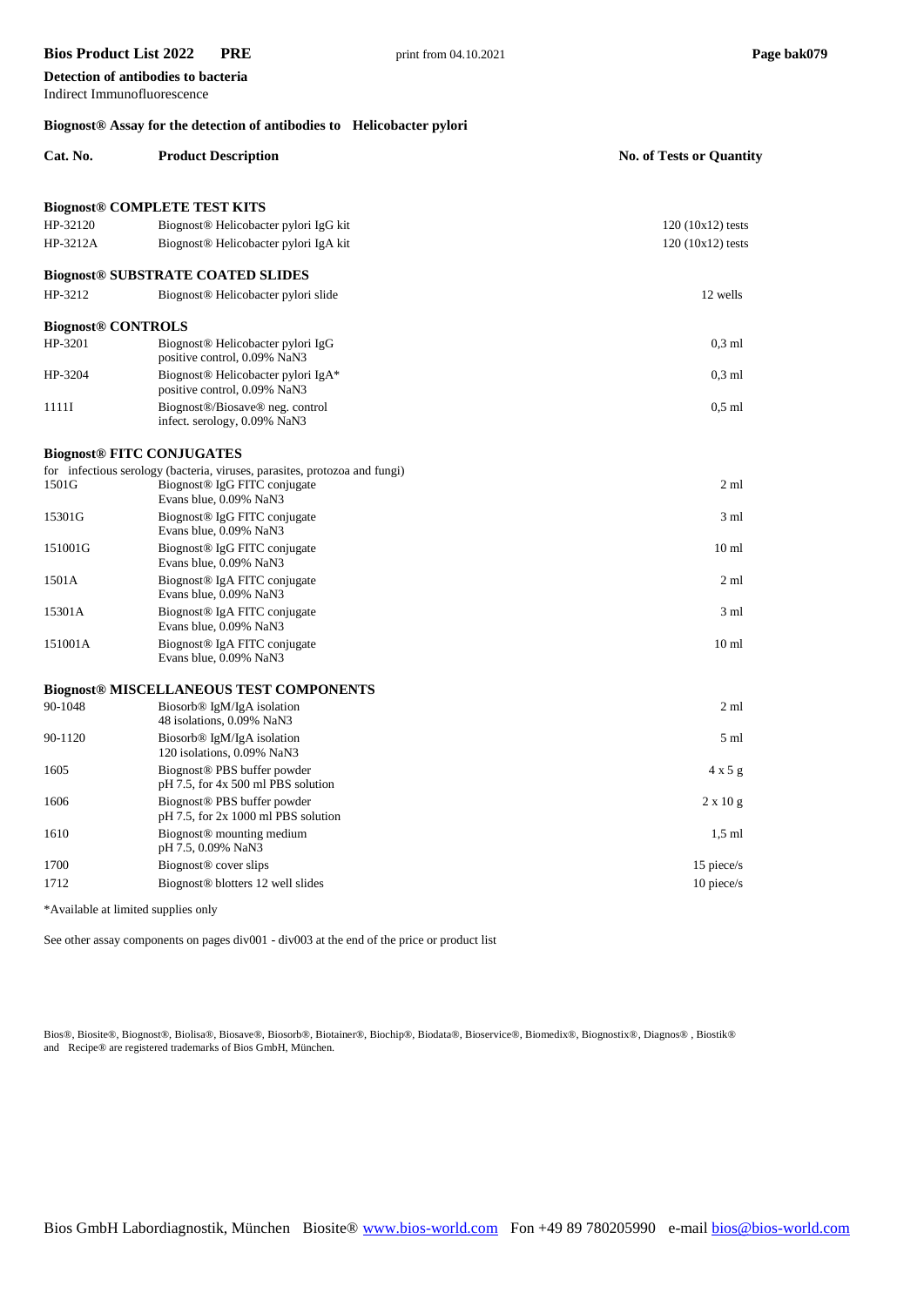**Detection of antibodies to bacteria**
Indirect Immunofluorescence

## Biognost® Assay for the detection of antibodies to Helicobacter pylori

| Cat. No. | Product Description | No. of Tests or Quantity |
|---|---|---|
| **Biognost® COMPLETE TEST KITS** | | |
| HP-32120 | Biognost® Helicobacter pylori IgG kit | 120 (10x12) tests |
| HP-3212A | Biognost® Helicobacter pylori IgA kit | 120 (10x12) tests |
| **Biognost® SUBSTRATE COATED SLIDES** | | |
| HP-3212 | Biognost® Helicobacter pylori slide | 12 wells |
| **Biognost® CONTROLS** | | |
| HP-3201 | Biognost® Helicobacter pylori IgG positive control, 0.09% NaN3 | 0,3 ml |
| HP-3204 | Biognost® Helicobacter pylori IgA* positive control, 0.09% NaN3 | 0,3 ml |
| 1111I | Biognost®/Biosave® neg. control infect. serology, 0.09% NaN3 | 0,5 ml |
| **Biognost® FITC CONJUGATES** | | |
| | for infectious serology (bacteria, viruses, parasites, protozoa and fungi) | |
| 1501G | Biognost® IgG FITC conjugate Evans blue, 0.09% NaN3 | 2 ml |
| 15301G | Biognost® IgG FITC conjugate Evans blue, 0.09% NaN3 | 3 ml |
| 151001G | Biognost® IgG FITC conjugate Evans blue, 0.09% NaN3 | 10 ml |
| 1501A | Biognost® IgA FITC conjugate Evans blue, 0.09% NaN3 | 2 ml |
| 15301A | Biognost® IgA FITC conjugate Evans blue, 0.09% NaN3 | 3 ml |
| 151001A | Biognost® IgA FITC conjugate Evans blue, 0.09% NaN3 | 10 ml |
| **Biognost® MISCELLANEOUS TEST COMPONENTS** | | |
| 90-1048 | Biosorb® IgM/IgA isolation 48 isolations, 0.09% NaN3 | 2 ml |
| 90-1120 | Biosorb® IgM/IgA isolation 120 isolations, 0.09% NaN3 | 5 ml |
| 1605 | Biognost® PBS buffer powder pH 7.5, for 4x 500 ml PBS solution | 4 x 5 g |
| 1606 | Biognost® PBS buffer powder pH 7.5, for 2x 1000 ml PBS solution | 2 x 10 g |
| 1610 | Biognost® mounting medium pH 7.5, 0.09% NaN3 | 1,5 ml |
| 1700 | Biognost® cover slips | 15 piece/s |
| 1712 | Biognost® blotters 12 well slides | 10 piece/s |

*Available at limited supplies only

See other assay components on pages div001 - div003 at the end of the price or product list

Bios®, Biosite®, Biognost®, Biolisa®, Biosave®, Biosorb®, Biotainer®, Biochip®, Biodata®, Bioservice®, Biomedix®, Biognostix®, Diagnos®, Biostik® and Recipe® are registered trademarks of Bios GmbH, München.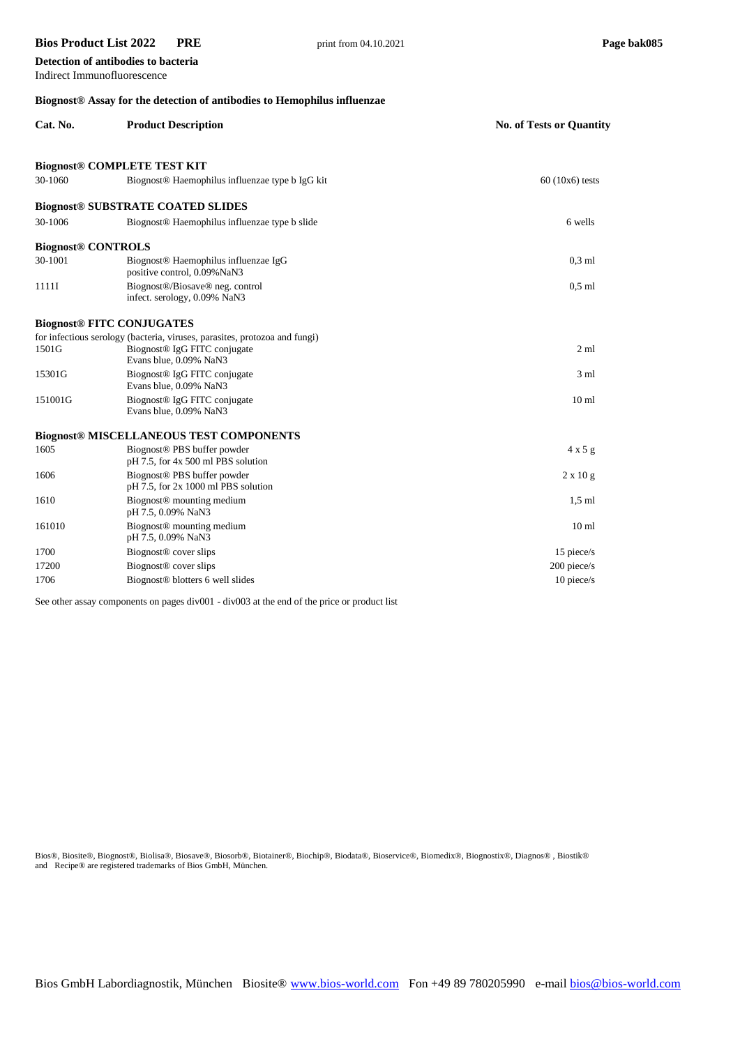**Detection of antibodies to bacteria**
Indirect Immunofluorescence

## Biognost® Assay for the detection of antibodies to Hemophilus influenzae

| Cat. No. | Product Description | No. of Tests or Quantity |
|---|---|---|
| **Biognost® COMPLETE TEST KIT** | | |
| 30-1060 | Biognost® Haemophilus influenzae type b IgG kit | 60 (10x6) tests |
| **Biognost® SUBSTRATE COATED SLIDES** | | |
| 30-1006 | Biognost® Haemophilus influenzae type b slide | 6 wells |
| **Biognost® CONTROLS** | | |
| 30-1001 | Biognost® Haemophilus influenzae IgG positive control, 0.09%NaN3 | 0,3 ml |
| 1111I | Biognost®/Biosave® neg. control infect. serology, 0.09% NaN3 | 0,5 ml |
| **Biognost® FITC CONJUGATES** | | |
| | for infectious serology (bacteria, viruses, parasites, protozoa and fungi) | |
| 1501G | Biognost® IgG FITC conjugate Evans blue, 0.09% NaN3 | 2 ml |
| 15301G | Biognost® IgG FITC conjugate Evans blue, 0.09% NaN3 | 3 ml |
| 151001G | Biognost® IgG FITC conjugate Evans blue, 0.09% NaN3 | 10 ml |
| **Biognost® MISCELLANEOUS TEST COMPONENTS** | | |
| 1605 | Biognost® PBS buffer powder pH 7.5, for 4x 500 ml PBS solution | 4 x 5 g |
| 1606 | Biognost® PBS buffer powder pH 7.5, for 2x 1000 ml PBS solution | 2 x 10 g |
| 1610 | Biognost® mounting medium pH 7.5, 0.09% NaN3 | 1,5 ml |
| 161010 | Biognost® mounting medium pH 7.5, 0.09% NaN3 | 10 ml |
| 1700 | Biognost® cover slips | 15 piece/s |
| 17200 | Biognost® cover slips | 200 piece/s |
| 1706 | Biognost® blotters 6 well slides | 10 piece/s |

See other assay components on pages div001 - div003 at the end of the price or product list

Bios®, Biosite®, Biognost®, Biolisa®, Biosave®, Biosorb®, Biotainer®, Biochip®, Biodata®, Bioservice®, Biomedix®, Biognostix®, Diagnos® , Biostik® and Recipe® are registered trademarks of Bios GmbH, München.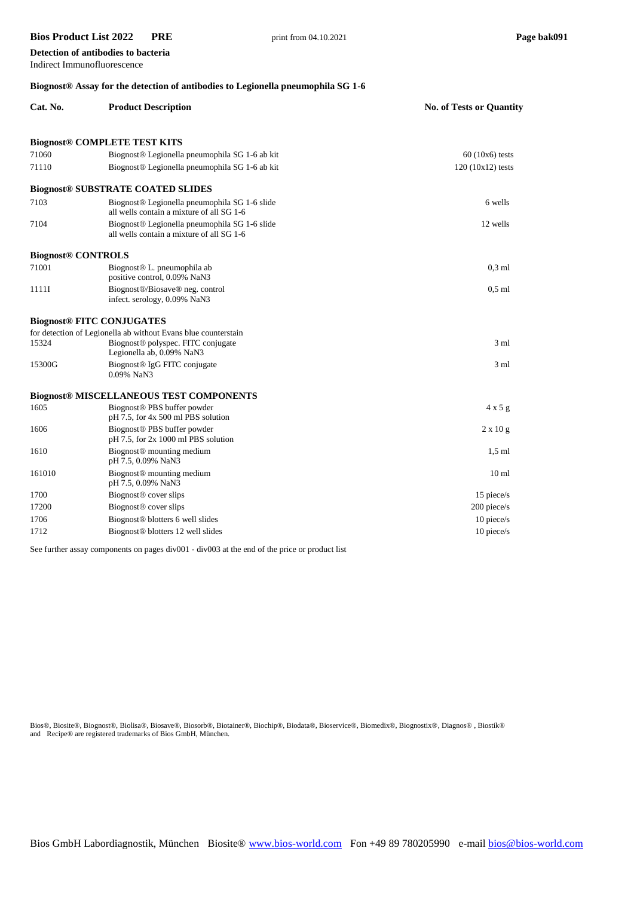**Detection of antibodies to bacteria**
Indirect Immunofluorescence

**Biognost® Assay for the detection of antibodies to Legionella pneumophila SG 1-6**

| Cat. No. | Product Description | No. of Tests or Quantity |
|---|---|---|
| **Biognost® COMPLETE TEST KITS** | | |
| 71060 | Biognost® Legionella pneumophila SG 1-6 ab kit | 60 (10x6) tests |
| 71110 | Biognost® Legionella pneumophila SG 1-6 ab kit | 120 (10x12) tests |
| **Biognost® SUBSTRATE COATED SLIDES** | | |
| 7103 | Biognost® Legionella pneumophila SG 1-6 slide<br>all wells contain a mixture of all SG 1-6 | 6 wells |
| 7104 | Biognost® Legionella pneumophila SG 1-6 slide<br>all wells contain a mixture of all SG 1-6 | 12 wells |
| **Biognost® CONTROLS** | | |
| 71001 | Biognost® L. pneumophila ab<br>positive control, 0.09% $NaN_3$ | 0,3 ml |
| 1111I | Biognost®/Biosave® neg. control<br>infect. serology, 0.09% $NaN_3$ | 0,5 ml |
| **Biognost® FITC CONJUGATES** | | |
| for detection of Legionella ab without Evans blue counterstain | | |
| 15324 | Biognost® polyspec. FITC conjugate<br>Legionella ab, 0.09% $NaN_3$ | 3 ml |
| 15300G | Biognost® IgG FITC conjugate<br>0.09% $NaN_3$ | 3 ml |
| **Biognost® MISCELLANEOUS TEST COMPONENTS** | | |
| 1605 | Biognost® PBS buffer powder<br>pH 7.5, for 4x 500 ml PBS solution | 4 x 5 g |
| 1606 | Biognost® PBS buffer powder<br>pH 7.5, for 2x 1000 ml PBS solution | 2 x 10 g |
| 1610 | Biognost® mounting medium<br>pH 7.5, 0.09% $NaN_3$ | 1,5 ml |
| 161010 | Biognost® mounting medium<br>pH 7.5, 0.09% $NaN_3$ | 10 ml |
| 1700 | Biognost® cover slips | 15 piece/s |
| 17200 | Biognost® cover slips | 200 piece/s |
| 1706 | Biognost® blotters 6 well slides | 10 piece/s |
| 1712 | Biognost® blotters 12 well slides | 10 piece/s |

See further assay components on pages div001 - div003 at the end of the price or product list

Bios®, Biosite®, Biognost®, Biolisa®, Biosave®, Biosorb®, Biotainer®, Biochip®, Biodata®, Bioservice®, Biomedix®, Biognostix®, Diagnos®, Biostik® and Recipe® are registered trademarks of Bios GmbH, München.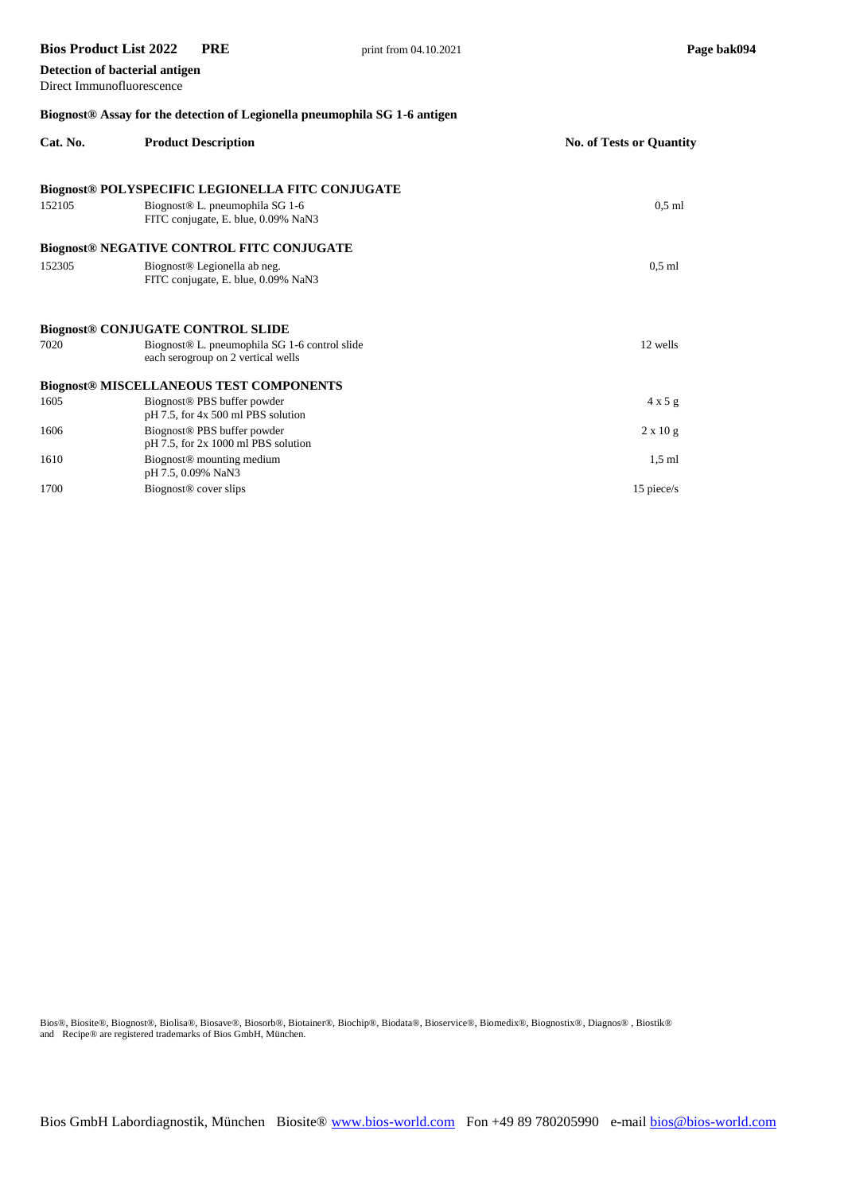**Detection of bacterial antigen**
Direct Immunofluorescence

### Biognost® Assay for the detection of Legionella pneumophila SG 1-6 antigen

| Cat. No. | Product Description | No. of Tests or Quantity |
|---|---|---|
| **Biognost® POLYSPECIFIC LEGIONELLA FITC CONJUGATE** | | |
| 152105 | Biognost® L. pneumophila SG 1-6<br>FITC conjugate, E. blue, 0.09% NaN3 | 0,5 ml |
| **Biognost® NEGATIVE CONTROL FITC CONJUGATE** | | |
| 152305 | Biognost® Legionella ab neg.<br>FITC conjugate, E. blue, 0.09% NaN3 | 0,5 ml |
| **Biognost® CONJUGATE CONTROL SLIDE** | | |
| 7020 | Biognost® L. pneumophila SG 1-6 control slide<br>each serogroup on 2 vertical wells | 12 wells |
| **Biognost® MISCELLANEOUS TEST COMPONENTS** | | |
| 1605 | Biognost® PBS buffer powder<br>pH 7.5, for 4x 500 ml PBS solution | 4 x 5 g |
| 1606 | Biognost® PBS buffer powder<br>pH 7.5, for 2x 1000 ml PBS solution | 2 x 10 g |
| 1610 | Biognost® mounting medium<br>pH 7.5, 0.09% NaN3 | 1,5 ml |
| 1700 | Biognost® cover slips | 15 piece/s |

Bios®, Biosite®, Biognost®, Biolisa®, Biosave®, Biosorb®, Biotainer®, Biochip®, Biodata®, Bioservice®, Biomedix®, Biognostix®, Diagnos®, Biostik® and Recipe® are registered trademarks of Bios GmbH, München.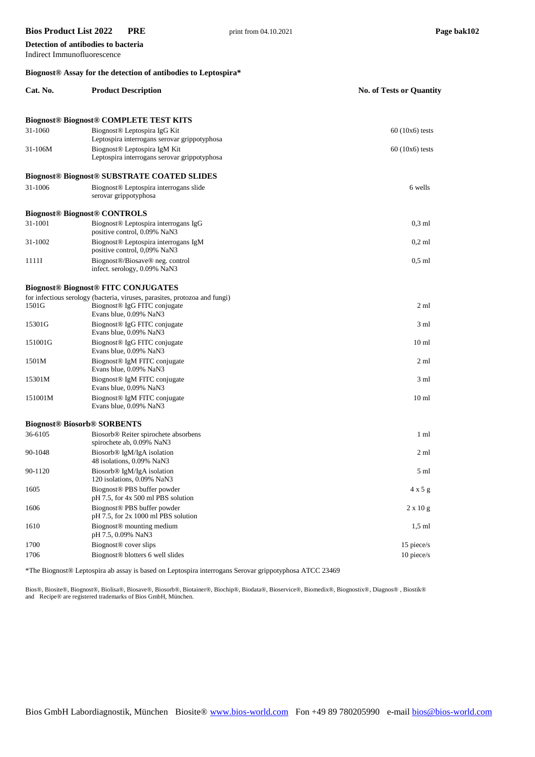**Detection of antibodies to bacteria**
Indirect Immunofluorescence

**Biognost® Assay for the detection of antibodies to Leptospira***

| Cat. No. | Product Description | No. of Tests or Quantity |
|---|---|---|
| | **Biognost® Biognost® COMPLETE TEST KITS** | |
| 31-1060 | Biognost® Leptospira IgG Kit<br>Leptospira interrogans serovar grippotyphosa | 60 (10x6) tests |
| 31-106M | Biognost® Leptospira IgM Kit<br>Leptospira interrogans serovar grippotyphosa | 60 (10x6) tests |
| | **Biognost® Biognost® SUBSTRATE COATED SLIDES** | |
| 31-1006 | Biognost® Leptospira interrogans slide<br>serovar grippotyphosa | 6 wells |
| | **Biognost® Biognost® CONTROLS** | |
| 31-1001 | Biognost® Leptospira interrogans IgG<br>positive control, 0.09% NaN3 | 0,3 ml |
| 31-1002 | Biognost® Leptospira interrogans IgM<br>positive control, 0,09% NaN3 | 0,2 ml |
| 1111I | Biognost®/Biosave® neg. control<br>infect. serology, 0.09% NaN3 | 0,5 ml |
| | **Biognost® Biognost® FITC CONJUGATES**<br>for infectious serology (bacteria, viruses, parasites, protozoa and fungi) | |
| 1501G | Biognost® IgG FITC conjugate<br>Evans blue, 0.09% NaN3 | 2 ml |
| 15301G | Biognost® IgG FITC conjugate<br>Evans blue, 0.09% NaN3 | 3 ml |
| 151001G | Biognost® IgG FITC conjugate<br>Evans blue, 0.09% NaN3 | 10 ml |
| 1501M | Biognost® IgM FITC conjugate<br>Evans blue, 0.09% NaN3 | 2 ml |
| 15301M | Biognost® IgM FITC conjugate<br>Evans blue, 0.09% NaN3 | 3 ml |
| 151001M | Biognost® IgM FITC conjugate<br>Evans blue, 0.09% NaN3 | 10 ml |
| | **Biognost® Biosorb® SORBENTS** | |
| 36-6105 | Biosorb® Reiter spirochete absorbens<br>spirochete ab, 0.09% NaN3 | 1 ml |
| 90-1048 | Biosorb® IgM/IgA isolation<br>48 isolations, 0.09% NaN3 | 2 ml |
| 90-1120 | Biosorb® IgM/IgA isolation<br>120 isolations, 0.09% NaN3 | 5 ml |
| 1605 | Biognost® PBS buffer powder<br>pH 7.5, for 4x 500 ml PBS solution | 4 x 5 g |
| 1606 | Biognost® PBS buffer powder<br>pH 7.5, for 2x 1000 ml PBS solution | 2 x 10 g |
| 1610 | Biognost® mounting medium<br>pH 7.5, 0.09% NaN3 | 1,5 ml |
| 1700 | Biognost® cover slips | 15 piece/s |
| 1706 | Biognost® blotters 6 well slides | 10 piece/s |

*The Biognost® Leptospira ab assay is based on Leptospira interrogans Serovar grippotyphosa ATCC 23469

Bios®, Biosite®, Biognost®, Biolisa®, Biosave®, Biosorb®, Biotainer®, Biochip®, Biodata®, Bioservice®, Biomedix®, Biognostix®, Diagnos® , Biostik® and Recipe® are registered trademarks of Bios GmbH, München.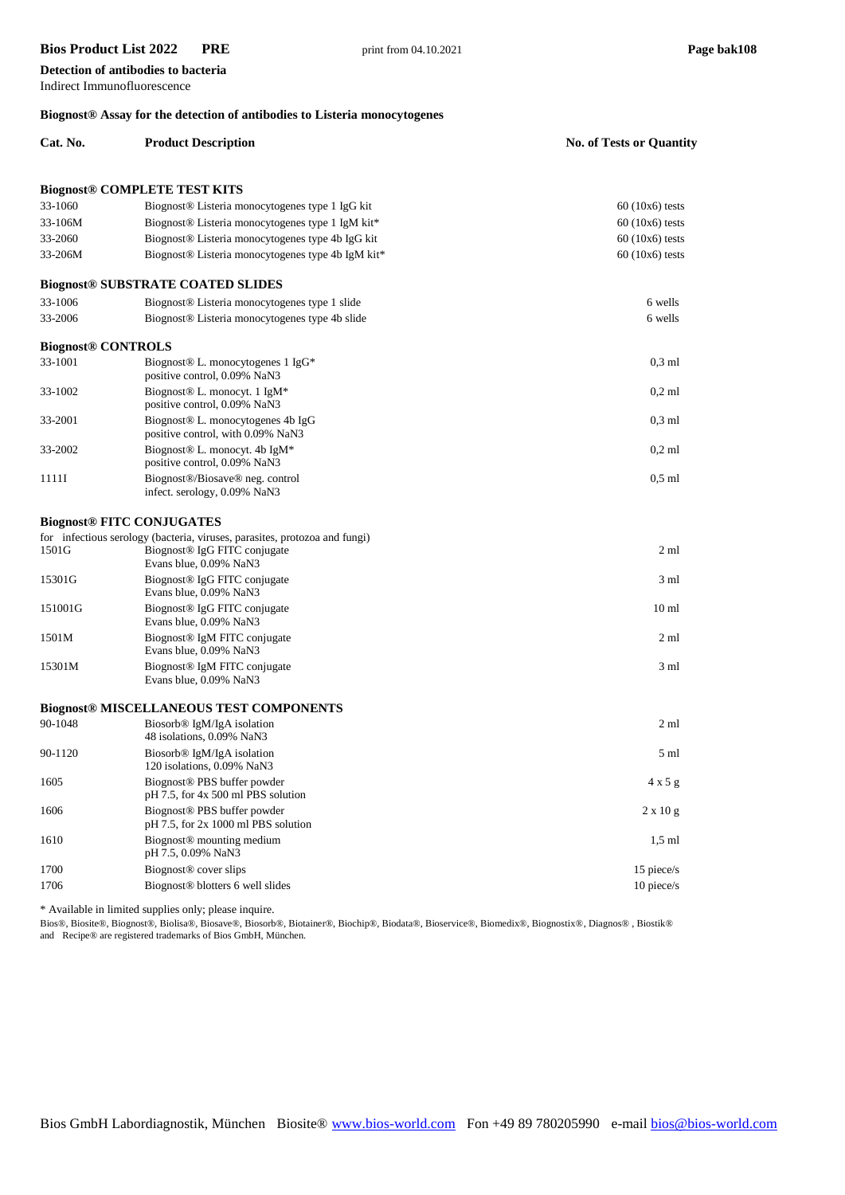**Detection of antibodies to bacteria**
Indirect Immunofluorescence

**Biognost® Assay for the detection of antibodies to Listeria monocytogenes**

| Cat. No. | Product Description | No. of Tests or Quantity |
|---|---|---|
| | **Biognost® COMPLETE TEST KITS** | |
| 33-1060 | Biognost® Listeria monocytogenes type 1 IgG kit | 60 (10x6) tests |
| 33-106M | Biognost® Listeria monocytogenes type 1 IgM kit* | 60 (10x6) tests |
| 33-2060 | Biognost® Listeria monocytogenes type 4b IgG kit | 60 (10x6) tests |
| 33-206M | Biognost® Listeria monocytogenes type 4b IgM kit* | 60 (10x6) tests |
| | **Biognost® SUBSTRATE COATED SLIDES** | |
| 33-1006 | Biognost® Listeria monocytogenes type 1 slide | 6 wells |
| 33-2006 | Biognost® Listeria monocytogenes type 4b slide | 6 wells |
| | **Biognost® CONTROLS** | |
| 33-1001 | Biognost® L. monocytogenes 1 IgG* positive control, 0.09% NaN3 | 0,3 ml |
| 33-1002 | Biognost® L. monocyt. 1 IgM* positive control, 0.09% NaN3 | 0,2 ml |
| 33-2001 | Biognost® L. monocytogenes 4b IgG positive control, with 0.09% NaN3 | 0,3 ml |
| 33-2002 | Biognost® L. monocyt. 4b IgM* positive control, 0.09% NaN3 | 0,2 ml |
| 1111I | Biognost®/Biosave® neg. control infect. serology, 0.09% NaN3 | 0,5 ml |
| | **Biognost® FITC CONJUGATES** | |
| | for infectious serology (bacteria, viruses, parasites, protozoa and fungi) | |
| 1501G | Biognost® IgG FITC conjugate Evans blue, 0.09% NaN3 | 2 ml |
| 15301G | Biognost® IgG FITC conjugate Evans blue, 0.09% NaN3 | 3 ml |
| 151001G | Biognost® IgG FITC conjugate Evans blue, 0.09% NaN3 | 10 ml |
| 1501M | Biognost® IgM FITC conjugate Evans blue, 0.09% NaN3 | 2 ml |
| 15301M | Biognost® IgM FITC conjugate Evans blue, 0.09% NaN3 | 3 ml |
| | **Biognost® MISCELLANEOUS TEST COMPONENTS** | |
| 90-1048 | Biosorb® IgM/IgA isolation 48 isolations, 0.09% NaN3 | 2 ml |
| 90-1120 | Biosorb® IgM/IgA isolation 120 isolations, 0.09% NaN3 | 5 ml |
| 1605 | Biognost® PBS buffer powder pH 7.5, for 4x 500 ml PBS solution | 4 x 5 g |
| 1606 | Biognost® PBS buffer powder pH 7.5, for 2x 1000 ml PBS solution | 2 x 10 g |
| 1610 | Biognost® mounting medium pH 7.5, 0.09% NaN3 | 1,5 ml |
| 1700 | Biognost® cover slips | 15 piece/s |
| 1706 | Biognost® blotters 6 well slides | 10 piece/s |

* Available in limited supplies only; please inquire.

Bios®, Biosite®, Biognost®, Biolisa®, Biosave®, Biosorb®, Biotainer®, Biochip®, Biodata®, Bioservice®, Biomedix®, Biognostix®, Diagnos®, Biostik® and Recipe® are registered trademarks of Bios GmbH, München.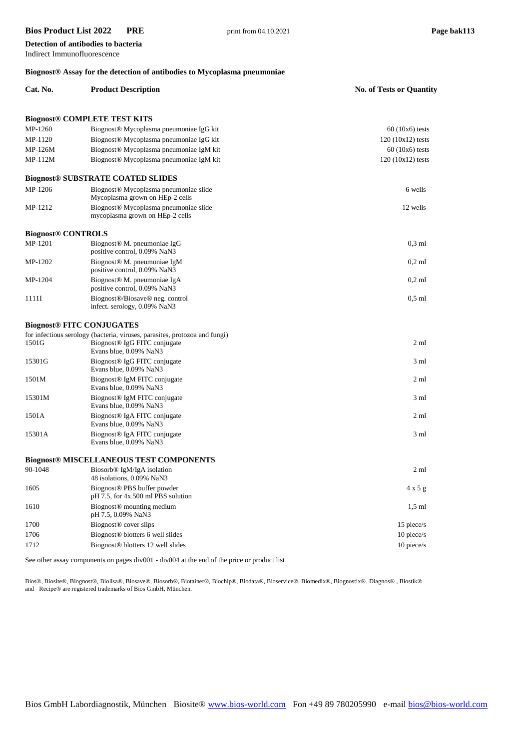**Detection of antibodies to bacteria**
Indirect Immunofluorescence

### Biognost® Assay for the detection of antibodies to Mycoplasma pneumoniae

| Cat. No. | Product Description | No. of Tests or Quantity |
|---|---|---|
| **Biognost® COMPLETE TEST KITS** | | |
| MP-1260 | Biognost® Mycoplasma pneumoniae IgG kit | 60 (10x6) tests |
| MP-1120 | Biognost® Mycoplasma pneumoniae IgG kit | 120 (10x12) tests |
| MP-126M | Biognost® Mycoplasma pneumoniae IgM kit | 60 (10x6) tests |
| MP-112M | Biognost® Mycoplasma pneumoniae IgM kit | 120 (10x12) tests |
| **Biognost® SUBSTRATE COATED SLIDES** | | |
| MP-1206 | Biognost® Mycoplasma pneumoniae slide<br>Mycoplasma grown on HEp-2 cells | 6 wells |
| MP-1212 | Biognost® Mycoplasma pneumoniae slide<br>mycoplasma grown on HEp-2 cells | 12 wells |
| **Biognost® CONTROLS** | | |
| MP-1201 | Biognost® M. pneumoniae IgG<br>positive control, 0.09% $NaN_3$ | 0,3 ml |
| MP-1202 | Biognost® M. pneumoniae IgM<br>positive control, 0.09% $NaN_3$ | 0,2 ml |
| MP-1204 | Biognost® M. pneumoniae IgA<br>positive control, 0.09% $NaN_3$ | 0,2 ml |
| 1111I | Biognost®/Biosave® neg. control<br>infect. serology, 0.09% $NaN_3$ | 0,5 ml |
| **Biognost® FITC CONJUGATES** | | |
| | for infectious serology (bacteria, viruses, parasites, protozoa and fungi) | |
| 1501G | Biognost® IgG FITC conjugate<br>Evans blue, 0.09% $NaN_3$ | 2 ml |
| 15301G | Biognost® IgG FITC conjugate<br>Evans blue, 0.09% $NaN_3$ | 3 ml |
| 1501M | Biognost® IgM FITC conjugate<br>Evans blue, 0.09% $NaN_3$ | 2 ml |
| 15301M | Biognost® IgM FITC conjugate<br>Evans blue, 0.09% $NaN_3$ | 3 ml |
| 1501A | Biognost® IgA FITC conjugate<br>Evans blue, 0.09% $NaN_3$ | 2 ml |
| 15301A | Biognost® IgA FITC conjugate<br>Evans blue, 0.09% $NaN_3$ | 3 ml |
| **Biognost® MISCELLANEOUS TEST COMPONENTS** | | |
| 90-1048 | Biosorb® IgM/IgA isolation<br>48 isolations, 0.09% $NaN_3$ | 2 ml |
| 1605 | Biognost® PBS buffer powder<br>pH 7.5, for 4x 500 ml PBS solution | 4 x 5 g |
| 1610 | Biognost® mounting medium<br>pH 7.5, 0.09% $NaN_3$ | 1,5 ml |
| 1700 | Biognost® cover slips | 15 piece/s |
| 1706 | Biognost® blotters 6 well slides | 10 piece/s |
| 1712 | Biognost® blotters 12 well slides | 10 piece/s |

See other assay components on pages div001 - div004 at the end of the price or product list

Bios®, Biosite®, Biognost®, Biolisa®, Biosave®, Biosorb®, Biotainer®, Biochip®, Biodata®, Bioservice®, Biomedix®, Biognostix®, Diagnos® , Biostik® and Recipe® are registered trademarks of Bios GmbH, München.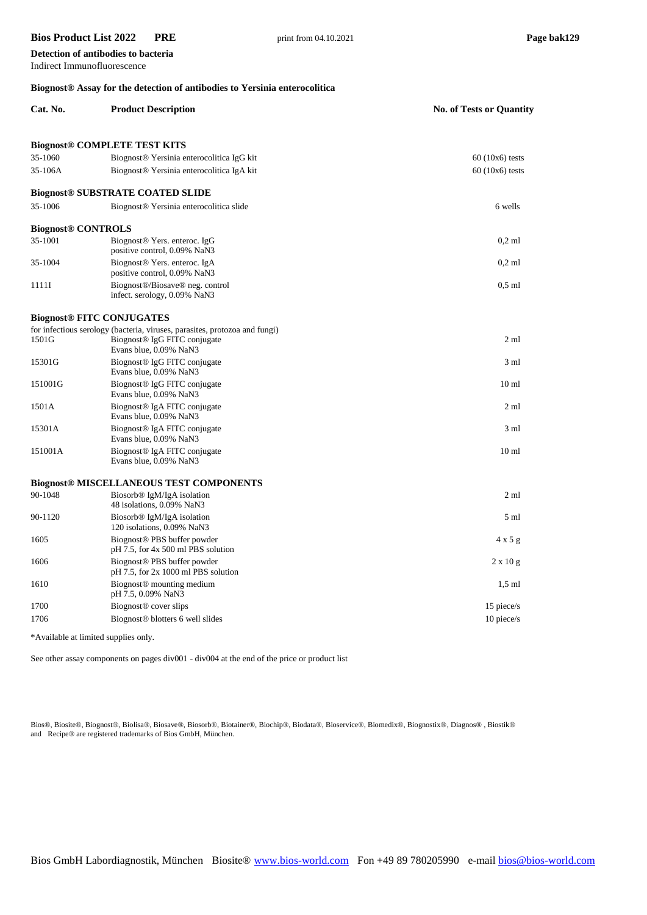**Detection of antibodies to bacteria**
Indirect Immunofluorescence

**Biognost® Assay for the detection of antibodies to Yersinia enterocolitica**

| Cat. No. | Product Description | No. of Tests or Quantity |
| --- | --- | --- |
| **Biognost® COMPLETE TEST KITS** | | |
| 35-1060 | Biognost® Yersinia enterocolitica IgG kit | 60 (10x6) tests |
| 35-106A | Biognost® Yersinia enterocolitica IgA kit | 60 (10x6) tests |
| **Biognost® SUBSTRATE COATED SLIDE** | | |
| 35-1006 | Biognost® Yersinia enterocolitica slide | 6 wells |
| **Biognost® CONTROLS** | | |
| 35-1001 | Biognost® Yers. enteroc. IgG positive control, 0.09% NaN3 | 0,2 ml |
| 35-1004 | Biognost® Yers. enteroc. IgA positive control, 0.09% NaN3 | 0,2 ml |
| 1111I | Biognost®/Biosave® neg. control infect. serology, 0.09% NaN3 | 0,5 ml |
| **Biognost® FITC CONJUGATES** | for infectious serology (bacteria, viruses, parasites, protozoa and fungi) | |
| 1501G | Biognost® IgG FITC conjugate Evans blue, 0.09% NaN3 | 2 ml |
| 15301G | Biognost® IgG FITC conjugate Evans blue, 0.09% NaN3 | 3 ml |
| 151001G | Biognost® IgG FITC conjugate Evans blue, 0.09% NaN3 | 10 ml |
| 1501A | Biognost® IgA FITC conjugate Evans blue, 0.09% NaN3 | 2 ml |
| 15301A | Biognost® IgA FITC conjugate Evans blue, 0.09% NaN3 | 3 ml |
| 151001A | Biognost® IgA FITC conjugate Evans blue, 0.09% NaN3 | 10 ml |
| **Biognost® MISCELLANEOUS TEST COMPONENTS** | | |
| 90-1048 | Biosorb® IgM/IgA isolation 48 isolations, 0.09% NaN3 | 2 ml |
| 90-1120 | Biosorb® IgM/IgA isolation 120 isolations, 0.09% NaN3 | 5 ml |
| 1605 | Biognost® PBS buffer powder pH 7.5, for 4x 500 ml PBS solution | 4 x 5 g |
| 1606 | Biognost® PBS buffer powder pH 7.5, for 2x 1000 ml PBS solution | 2 x 10 g |
| 1610 | Biognost® mounting medium pH 7.5, 0.09% NaN3 | 1,5 ml |
| 1700 | Biognost® cover slips | 15 piece/s |
| 1706 | Biognost® blotters 6 well slides | 10 piece/s |

*Available at limited supplies only.

See other assay components on pages div001 - div004 at the end of the price or product list

Bios®, Biosite®, Biognost®, Biolisa®, Biosave®, Biosorb®, Biotainer®, Biochip®, Biodata®, Bioservice®, Biomedix®, Biognostix®, Diagnos® , Biostik® and Recipe® are registered trademarks of Bios GmbH, München.